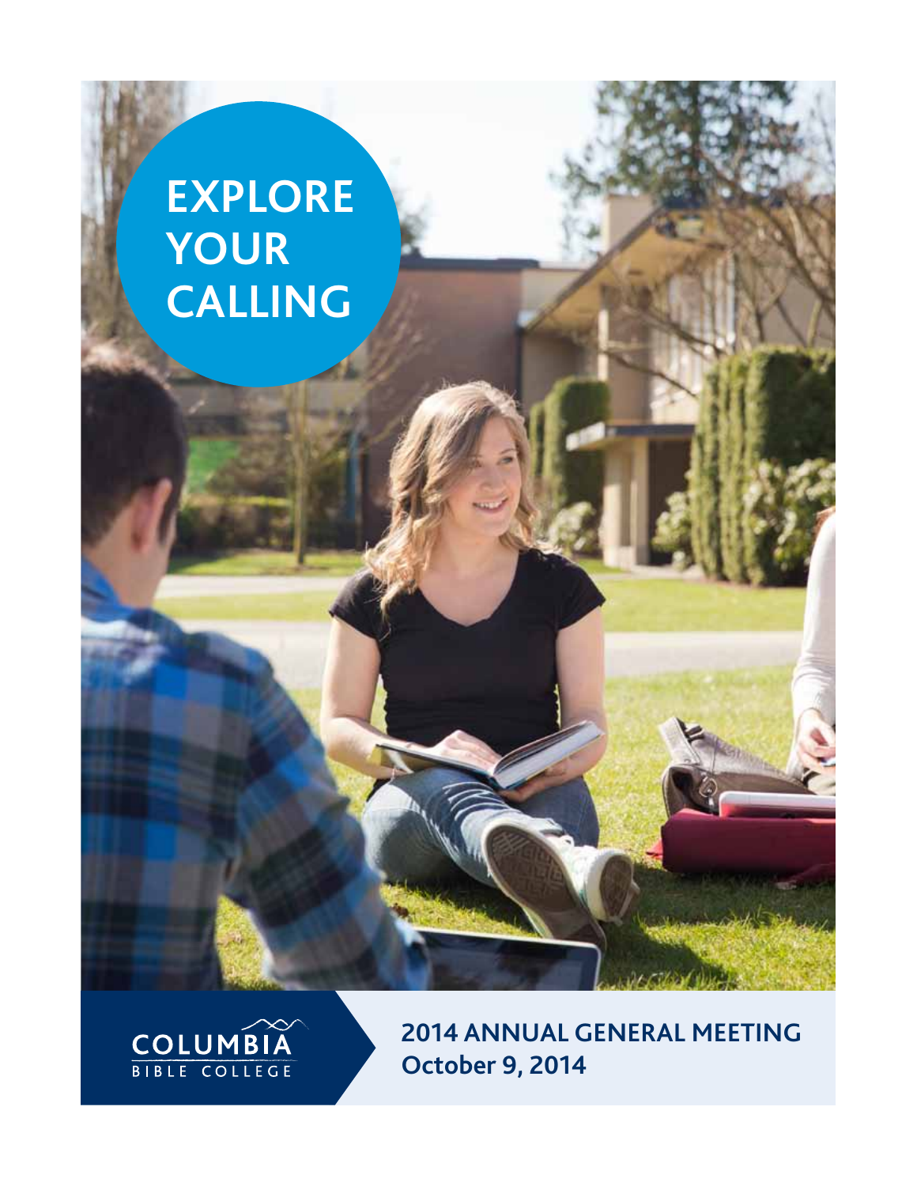# EXPLORE YOUR CALLING

COLUMBIA BIBLE COLLEGE

## 2014 ANNUAL GENERAL MEETING
**October 9, 2014**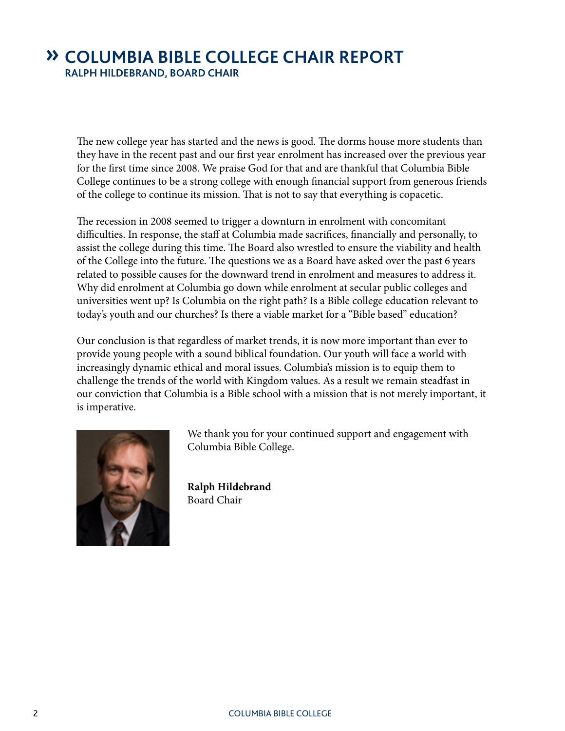# » COLUMBIA BIBLE COLLEGE CHAIR REPORT

**RALPH HILDEBRAND, BOARD CHAIR**

The new college year has started and the news is good. The dorms house more students than they have in the recent past and our first year enrolment has increased over the previous year for the first time since 2008. We praise God for that and are thankful that Columbia Bible College continues to be a strong college with enough financial support from generous friends of the college to continue its mission. That is not to say that everything is copacetic.

The recession in 2008 seemed to trigger a downturn in enrolment with concomitant difficulties. In response, the staff at Columbia made sacrifices, financially and personally, to assist the college during this time. The Board also wrestled to ensure the viability and health of the College into the future. The questions we as a Board have asked over the past 6 years related to possible causes for the downward trend in enrolment and measures to address it. Why did enrolment at Columbia go down while enrolment at secular public colleges and universities went up? Is Columbia on the right path? Is a Bible college education relevant to today's youth and our churches? Is there a viable market for a "Bible based" education?

Our conclusion is that regardless of market trends, it is now more important than ever to provide young people with a sound biblical foundation. Our youth will face a world with increasingly dynamic ethical and moral issues. Columbia's mission is to equip them to challenge the trends of the world with Kingdom values. As a result we remain steadfast in our conviction that Columbia is a Bible school with a mission that is not merely important, it is imperative.

We thank you for your continued support and engagement with Columbia Bible College.

**Ralph Hildebrand**
Board Chair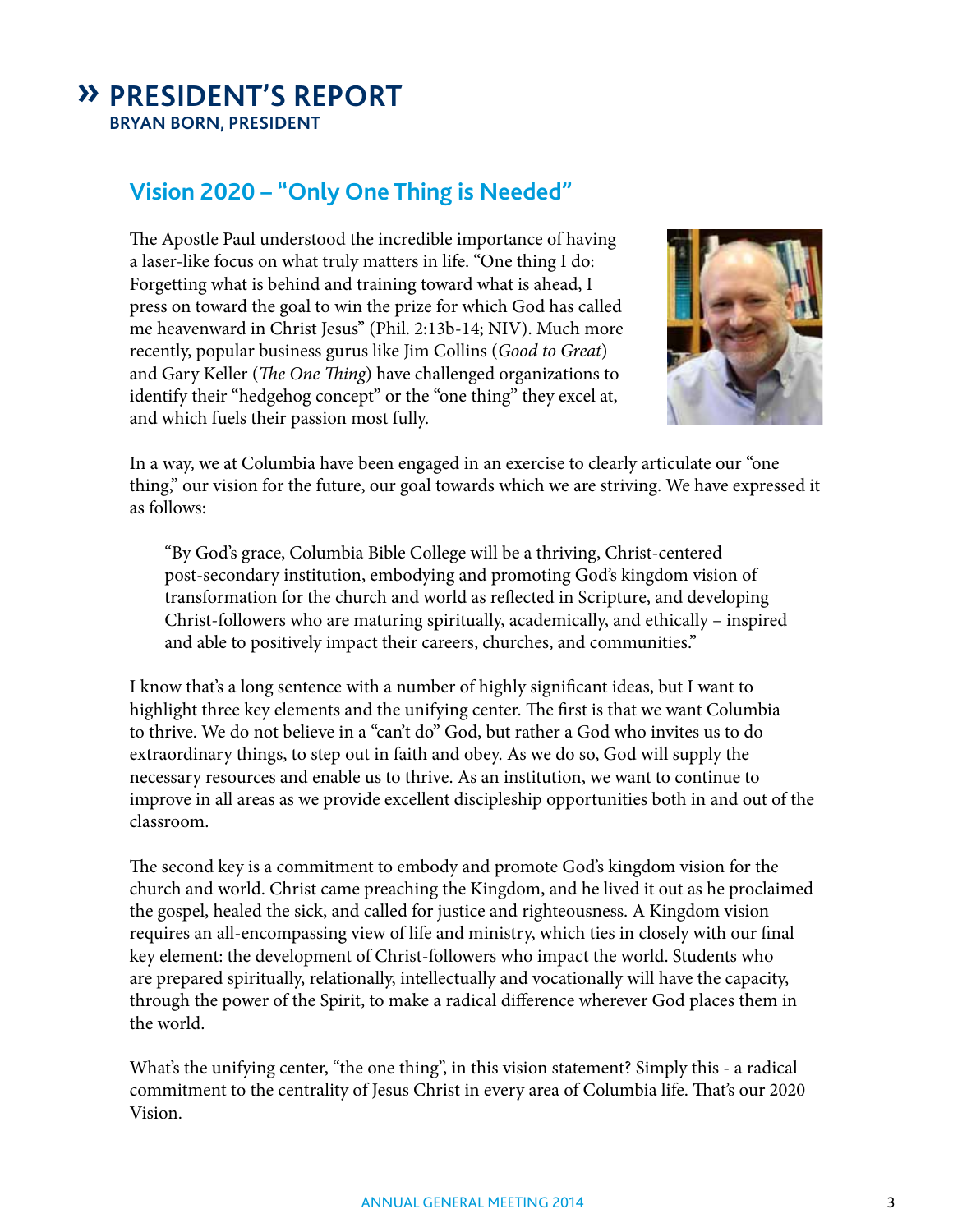# » PRESIDENT'S REPORT

**BRYAN BORN, PRESIDENT**

## Vision 2020 – "Only One Thing is Needed"

The Apostle Paul understood the incredible importance of having a laser-like focus on what truly matters in life. "One thing I do: Forgetting what is behind and training toward what is ahead, I press on toward the goal to win the prize for which God has called me heavenward in Christ Jesus" (Phil. 2:13b-14; NIV). Much more recently, popular business gurus like Jim Collins (*Good to Great*) and Gary Keller (*The One Thing*) have challenged organizations to identify their "hedgehog concept" or the "one thing" they excel at, and which fuels their passion most fully.

In a way, we at Columbia have been engaged in an exercise to clearly articulate our "one thing," our vision for the future, our goal towards which we are striving. We have expressed it as follows:

> "By God's grace, Columbia Bible College will be a thriving, Christ-centered post-secondary institution, embodying and promoting God's kingdom vision of transformation for the church and world as reflected in Scripture, and developing Christ-followers who are maturing spiritually, academically, and ethically – inspired and able to positively impact their careers, churches, and communities."

I know that's a long sentence with a number of highly significant ideas, but I want to highlight three key elements and the unifying center. The first is that we want Columbia to thrive. We do not believe in a "can't do" God, but rather a God who invites us to do extraordinary things, to step out in faith and obey. As we do so, God will supply the necessary resources and enable us to thrive. As an institution, we want to continue to improve in all areas as we provide excellent discipleship opportunities both in and out of the classroom.

The second key is a commitment to embody and promote God's kingdom vision for the church and world. Christ came preaching the Kingdom, and he lived it out as he proclaimed the gospel, healed the sick, and called for justice and righteousness. A Kingdom vision requires an all-encompassing view of life and ministry, which ties in closely with our final key element: the development of Christ-followers who impact the world. Students who are prepared spiritually, relationally, intellectually and vocationally will have the capacity, through the power of the Spirit, to make a radical difference wherever God places them in the world.

What's the unifying center, "the one thing", in this vision statement? Simply this - a radical commitment to the centrality of Jesus Christ in every area of Columbia life. That's our 2020 Vision.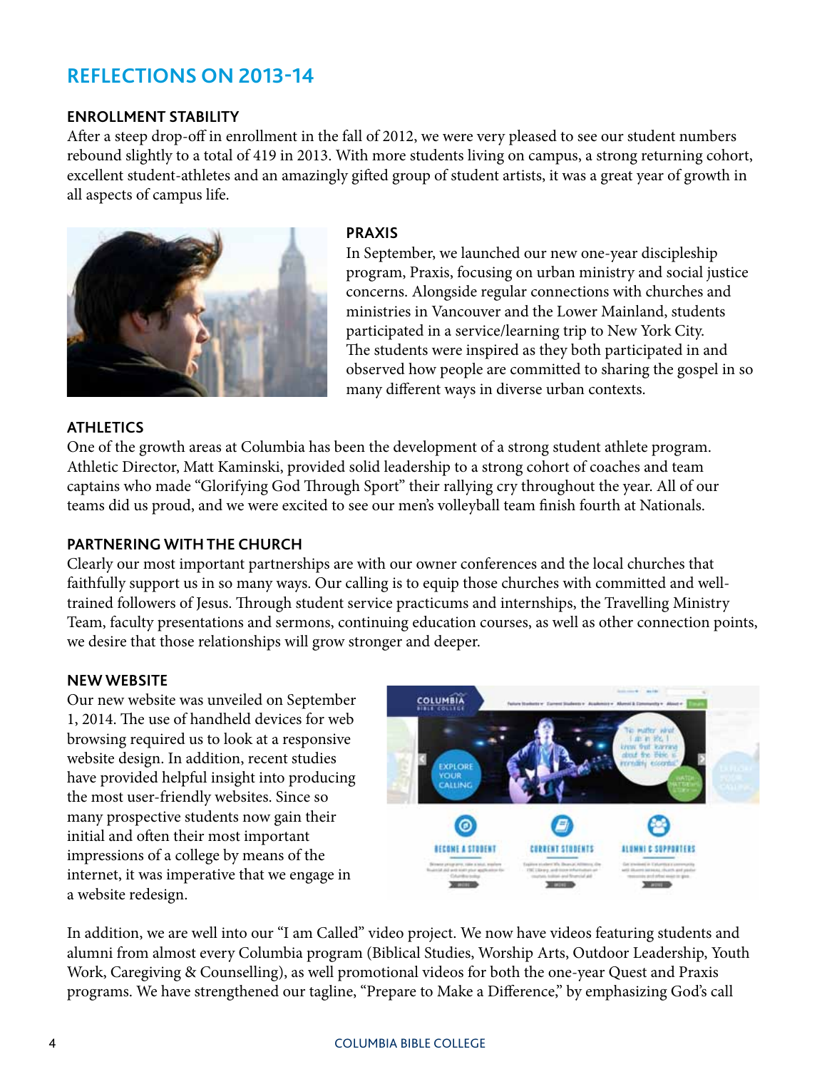# REFLECTIONS ON 2013-14

### ENROLLMENT STABILITY

After a steep drop-off in enrollment in the fall of 2012, we were very pleased to see our student numbers rebound slightly to a total of 419 in 2013. With more students living on campus, a strong returning cohort, excellent student-athletes and an amazingly gifted group of student artists, it was a great year of growth in all aspects of campus life.

### PRAXIS

In September, we launched our new one-year discipleship program, Praxis, focusing on urban ministry and social justice concerns. Alongside regular connections with churches and ministries in Vancouver and the Lower Mainland, students participated in a service/learning trip to New York City. The students were inspired as they both participated in and observed how people are committed to sharing the gospel in so many different ways in diverse urban contexts.

### ATHLETICS

One of the growth areas at Columbia has been the development of a strong student athlete program. Athletic Director, Matt Kaminski, provided solid leadership to a strong cohort of coaches and team captains who made "Glorifying God Through Sport" their rallying cry throughout the year. All of our teams did us proud, and we were excited to see our men's volleyball team finish fourth at Nationals.

### PARTNERING WITH THE CHURCH

Clearly our most important partnerships are with our owner conferences and the local churches that faithfully support us in so many ways. Our calling is to equip those churches with committed and well-trained followers of Jesus. Through student service practicums and internships, the Travelling Ministry Team, faculty presentations and sermons, continuing education courses, as well as other connection points, we desire that those relationships will grow stronger and deeper.

### NEW WEBSITE

Our new website was unveiled on September 1, 2014. The use of handheld devices for web browsing required us to look at a responsive website design. In addition, recent studies have provided helpful insight into producing the most user-friendly websites. Since so many prospective students now gain their initial and often their most important impressions of a college by means of the internet, it was imperative that we engage in a website redesign.

In addition, we are well into our "I am Called" video project. We now have videos featuring students and alumni from almost every Columbia program (Biblical Studies, Worship Arts, Outdoor Leadership, Youth Work, Caregiving & Counselling), as well promotional videos for both the one-year Quest and Praxis programs. We have strengthened our tagline, "Prepare to Make a Difference," by emphasizing God's call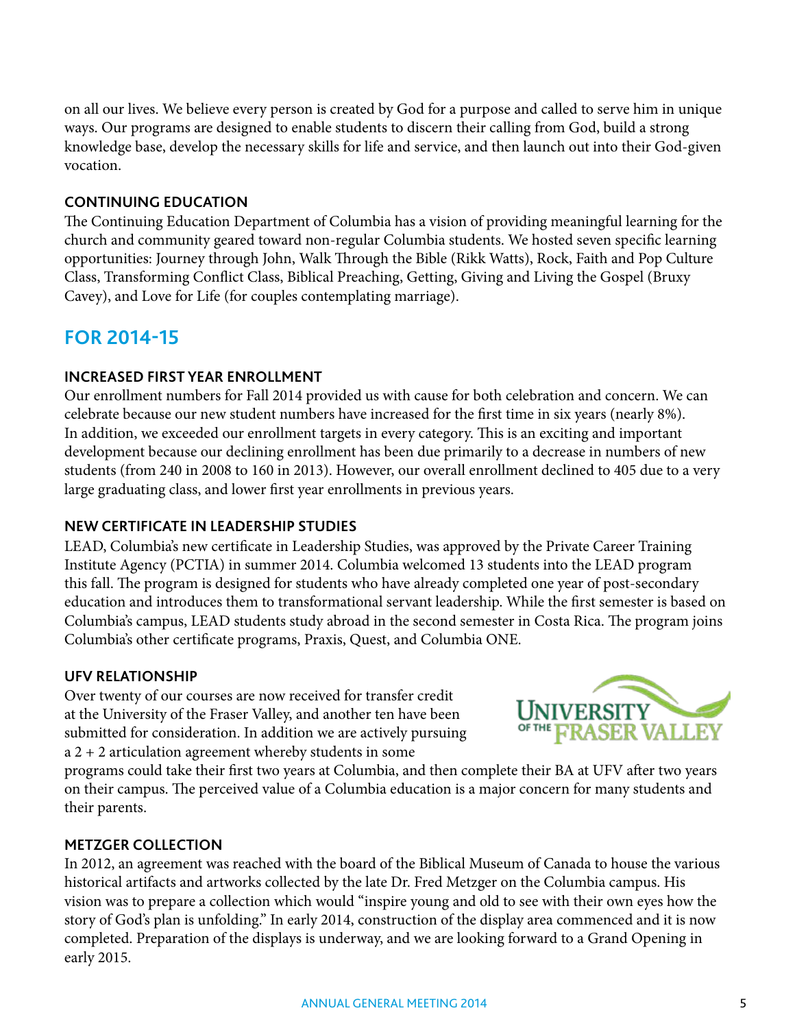on all our lives. We believe every person is created by God for a purpose and called to serve him in unique ways. Our programs are designed to enable students to discern their calling from God, build a strong knowledge base, develop the necessary skills for life and service, and then launch out into their God-given vocation.

### CONTINUING EDUCATION

The Continuing Education Department of Columbia has a vision of providing meaningful learning for the church and community geared toward non-regular Columbia students. We hosted seven specific learning opportunities: Journey through John, Walk Through the Bible (Rikk Watts), Rock, Faith and Pop Culture Class, Transforming Conflict Class, Biblical Preaching, Getting, Giving and Living the Gospel (Bruxy Cavey), and Love for Life (for couples contemplating marriage).

## FOR 2014-15

### INCREASED FIRST YEAR ENROLLMENT

Our enrollment numbers for Fall 2014 provided us with cause for both celebration and concern. We can celebrate because our new student numbers have increased for the first time in six years (nearly 8%). In addition, we exceeded our enrollment targets in every category. This is an exciting and important development because our declining enrollment has been due primarily to a decrease in numbers of new students (from 240 in 2008 to 160 in 2013). However, our overall enrollment declined to 405 due to a very large graduating class, and lower first year enrollments in previous years.

### NEW CERTIFICATE IN LEADERSHIP STUDIES

LEAD, Columbia's new certificate in Leadership Studies, was approved by the Private Career Training Institute Agency (PCTIA) in summer 2014. Columbia welcomed 13 students into the LEAD program this fall. The program is designed for students who have already completed one year of post-secondary education and introduces them to transformational servant leadership. While the first semester is based on Columbia's campus, LEAD students study abroad in the second semester in Costa Rica. The program joins Columbia's other certificate programs, Praxis, Quest, and Columbia ONE.

### UFV RELATIONSHIP

Over twenty of our courses are now received for transfer credit at the University of the Fraser Valley, and another ten have been submitted for consideration. In addition we are actively pursuing a 2 + 2 articulation agreement whereby students in some programs could take their first two years at Columbia, and then complete their BA at UFV after two years on their campus. The perceived value of a Columbia education is a major concern for many students and their parents.

### METZGER COLLECTION

In 2012, an agreement was reached with the board of the Biblical Museum of Canada to house the various historical artifacts and artworks collected by the late Dr. Fred Metzger on the Columbia campus. His vision was to prepare a collection which would "inspire young and old to see with their own eyes how the story of God's plan is unfolding." In early 2014, construction of the display area commenced and it is now completed. Preparation of the displays is underway, and we are looking forward to a Grand Opening in early 2015.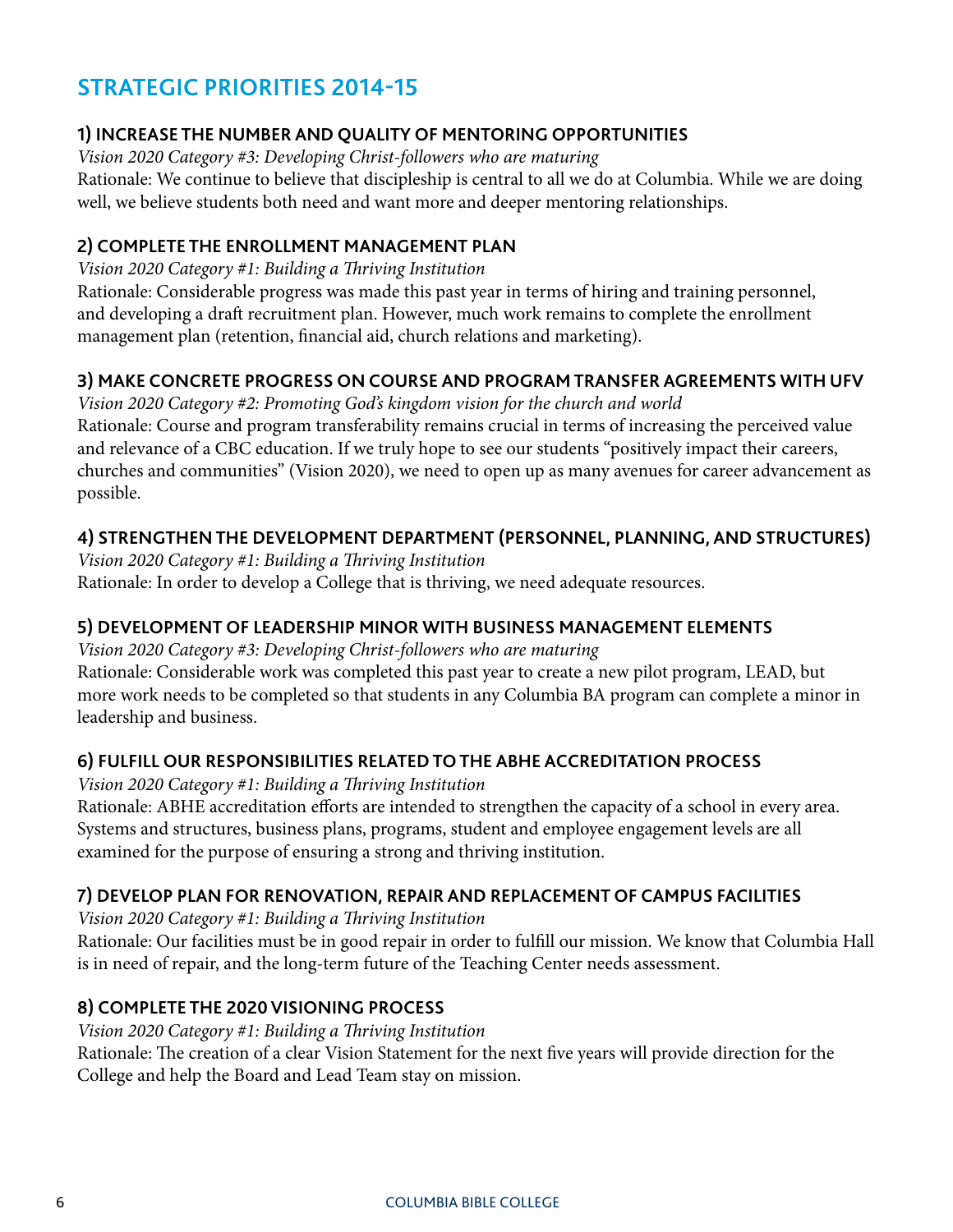## STRATEGIC PRIORITIES 2014-15

### 1) INCREASE THE NUMBER AND QUALITY OF MENTORING OPPORTUNITIES

*Vision 2020 Category #3: Developing Christ-followers who are maturing*

Rationale: We continue to believe that discipleship is central to all we do at Columbia. While we are doing well, we believe students both need and want more and deeper mentoring relationships.

### 2) COMPLETE THE ENROLLMENT MANAGEMENT PLAN

*Vision 2020 Category #1: Building a Thriving Institution*

Rationale: Considerable progress was made this past year in terms of hiring and training personnel, and developing a draft recruitment plan. However, much work remains to complete the enrollment management plan (retention, financial aid, church relations and marketing).

### 3) MAKE CONCRETE PROGRESS ON COURSE AND PROGRAM TRANSFER AGREEMENTS WITH UFV

*Vision 2020 Category #2: Promoting God's kingdom vision for the church and world*

Rationale: Course and program transferability remains crucial in terms of increasing the perceived value and relevance of a CBC education. If we truly hope to see our students "positively impact their careers, churches and communities" (Vision 2020), we need to open up as many avenues for career advancement as possible.

### 4) STRENGTHEN THE DEVELOPMENT DEPARTMENT (PERSONNEL, PLANNING, AND STRUCTURES)

*Vision 2020 Category #1: Building a Thriving Institution*

Rationale: In order to develop a College that is thriving, we need adequate resources.

### 5) DEVELOPMENT OF LEADERSHIP MINOR WITH BUSINESS MANAGEMENT ELEMENTS

*Vision 2020 Category #3: Developing Christ-followers who are maturing*

Rationale: Considerable work was completed this past year to create a new pilot program, LEAD, but more work needs to be completed so that students in any Columbia BA program can complete a minor in leadership and business.

### 6) FULFILL OUR RESPONSIBILITIES RELATED TO THE ABHE ACCREDITATION PROCESS

*Vision 2020 Category #1: Building a Thriving Institution*

Rationale: ABHE accreditation efforts are intended to strengthen the capacity of a school in every area. Systems and structures, business plans, programs, student and employee engagement levels are all examined for the purpose of ensuring a strong and thriving institution.

### 7) DEVELOP PLAN FOR RENOVATION, REPAIR AND REPLACEMENT OF CAMPUS FACILITIES

*Vision 2020 Category #1: Building a Thriving Institution*

Rationale: Our facilities must be in good repair in order to fulfill our mission. We know that Columbia Hall is in need of repair, and the long-term future of the Teaching Center needs assessment.

### 8) COMPLETE THE 2020 VISIONING PROCESS

*Vision 2020 Category #1: Building a Thriving Institution*

Rationale: The creation of a clear Vision Statement for the next five years will provide direction for the College and help the Board and Lead Team stay on mission.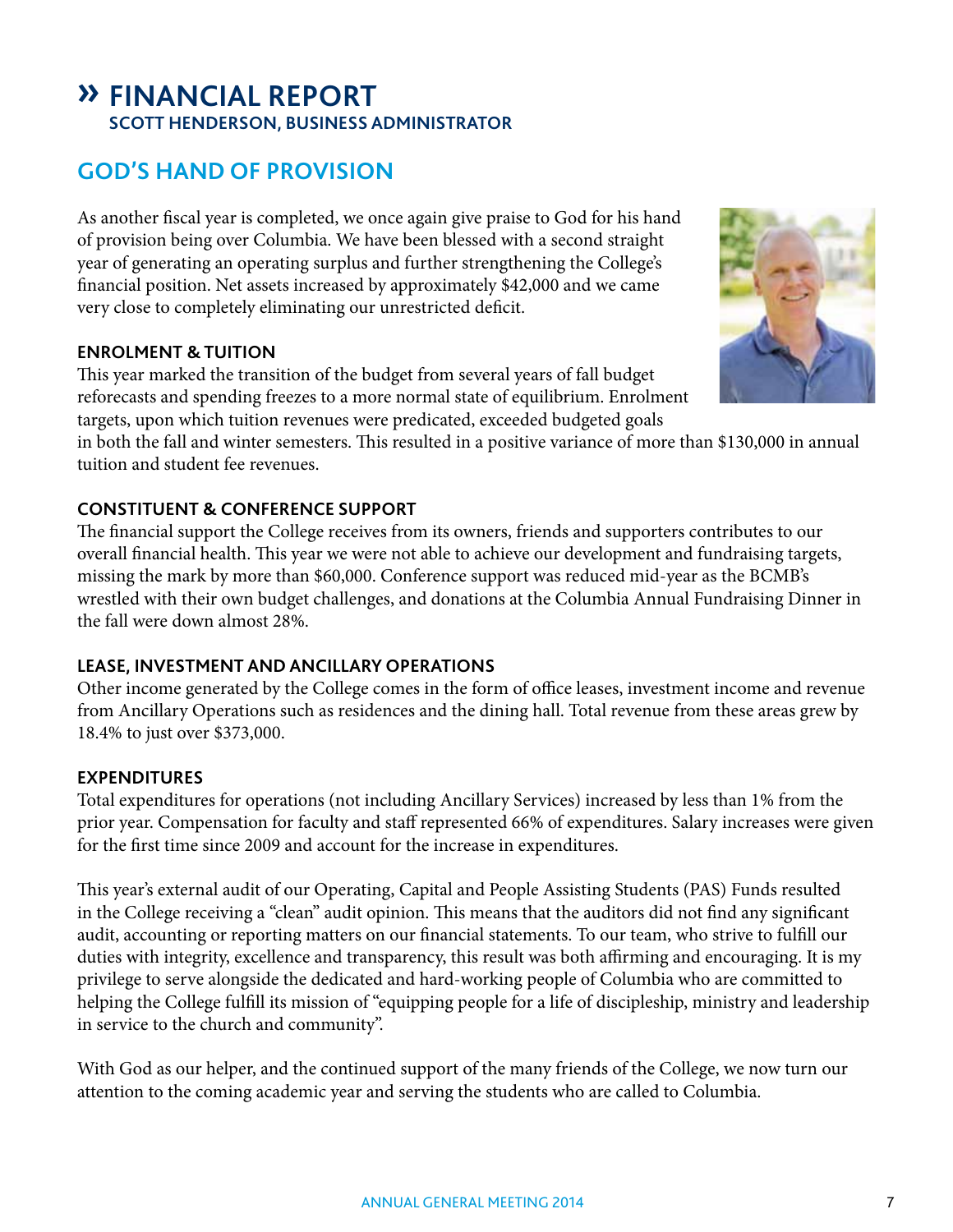// FINANCIAL REPORT

# » FINANCIAL REPORT

**SCOTT HENDERSON, BUSINESS ADMINISTRATOR**

## GOD'S HAND OF PROVISION

As another fiscal year is completed, we once again give praise to God for his hand of provision being over Columbia. We have been blessed with a second straight year of generating an operating surplus and further strengthening the College's financial position. Net assets increased by approximately $42,000 and we came very close to completely eliminating our unrestricted deficit.

### ENROLMENT & TUITION

This year marked the transition of the budget from several years of fall budget reforecasts and spending freezes to a more normal state of equilibrium. Enrolment targets, upon which tuition revenues were predicated, exceeded budgeted goals in both the fall and winter semesters. This resulted in a positive variance of more than $130,000 in annual tuition and student fee revenues.

### CONSTITUENT & CONFERENCE SUPPORT

The financial support the College receives from its owners, friends and supporters contributes to our overall financial health. This year we were not able to achieve our development and fundraising targets, missing the mark by more than $60,000. Conference support was reduced mid-year as the BCMB's wrestled with their own budget challenges, and donations at the Columbia Annual Fundraising Dinner in the fall were down almost 28%.

### LEASE, INVESTMENT AND ANCILLARY OPERATIONS

Other income generated by the College comes in the form of office leases, investment income and revenue from Ancillary Operations such as residences and the dining hall. Total revenue from these areas grew by 18.4% to just over $373,000.

### EXPENDITURES

Total expenditures for operations (not including Ancillary Services) increased by less than 1% from the prior year. Compensation for faculty and staff represented 66% of expenditures. Salary increases were given for the first time since 2009 and account for the increase in expenditures.

This year's external audit of our Operating, Capital and People Assisting Students (PAS) Funds resulted in the College receiving a "clean" audit opinion. This means that the auditors did not find any significant audit, accounting or reporting matters on our financial statements. To our team, who strive to fulfill our duties with integrity, excellence and transparency, this result was both affirming and encouraging. It is my privilege to serve alongside the dedicated and hard-working people of Columbia who are committed to helping the College fulfill its mission of "equipping people for a life of discipleship, ministry and leadership in service to the church and community".

With God as our helper, and the continued support of the many friends of the College, we now turn our attention to the coming academic year and serving the students who are called to Columbia.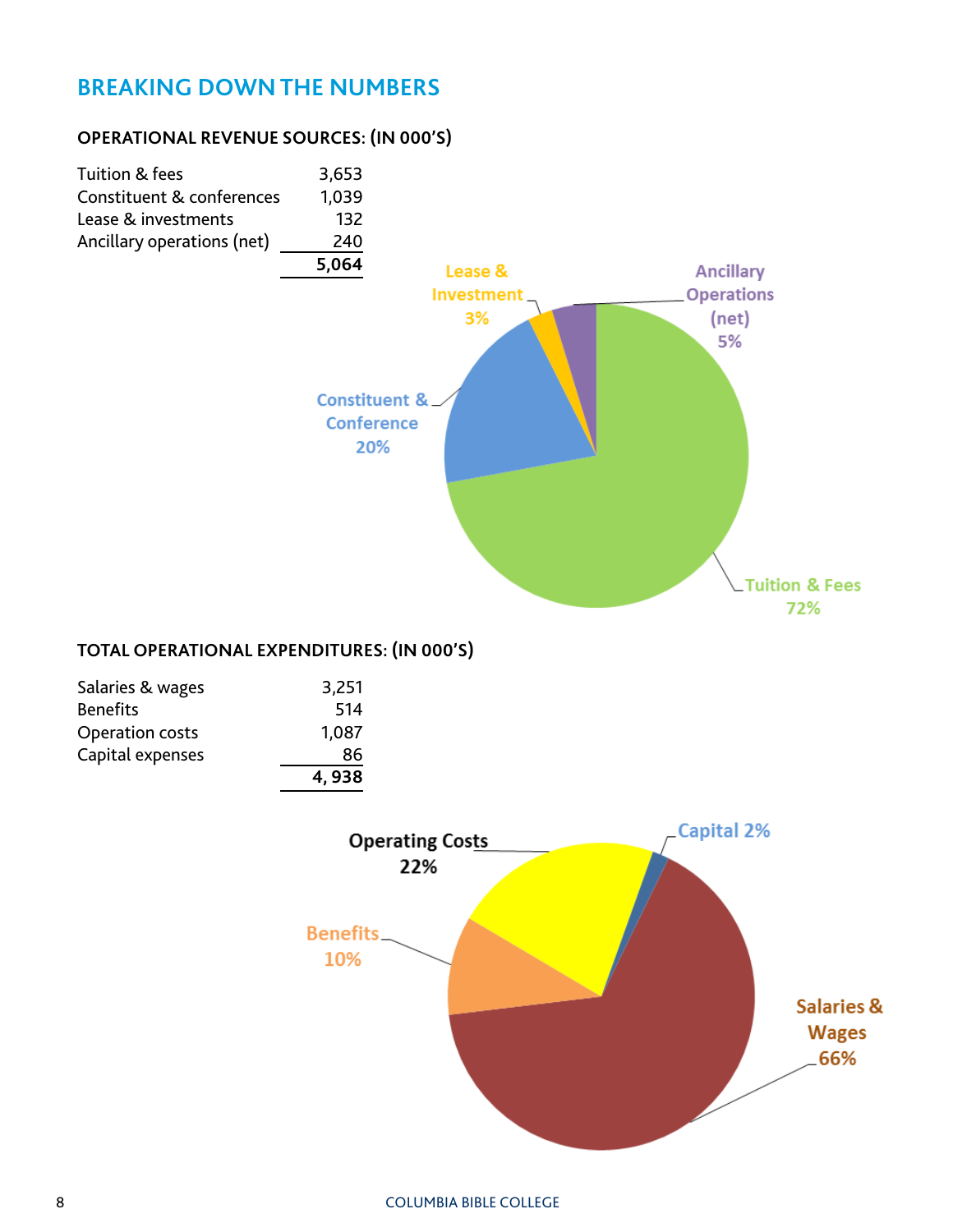## BREAKING DOWN THE NUMBERS

### OPERATIONAL REVENUE SOURCES: (IN 000'S)

| | |
|---|---|
| Tuition & fees | 3,653 |
| Constituent & conferences | 1,039 |
| Lease & investments | 132 |
| Ancillary operations (net) | 240 |
| | **5,064** |

Lease & Investment 3%
Ancillary Operations (net) 5%
Constituent & Conference 20%
Tuition & Fees 72%

### TOTAL OPERATIONAL EXPENDITURES: (IN 000'S)

| | |
|---|---|
| Salaries & wages | 3,251 |
| Benefits | 514 |
| Operation costs | 1,087 |
| Capital expenses | 86 |
| | **4, 938** |

Operating Costs 22%
Capital 2%
Benefits 10%
Salaries & Wages 66%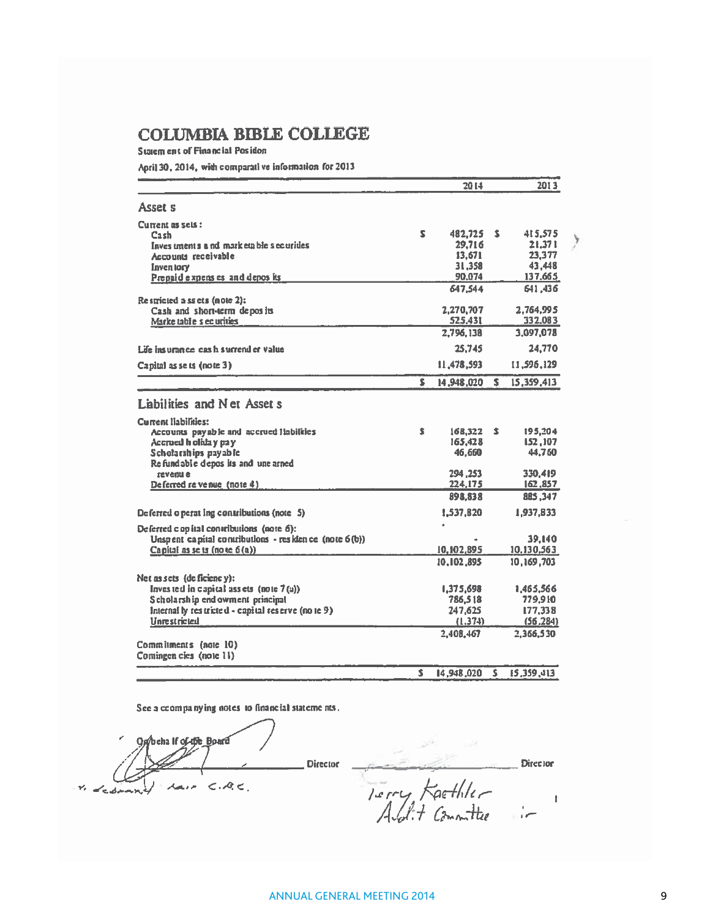# COLUMBIA BIBLE COLLEGE

Statement of Financial Position

April 30, 2014, with comparative information for 2013

| | 2014 | 2013 |
|---|---|---|
| **Assets** | | |
| Current assets: | | |
| Cash | $ 482,725 | $ 415,575 |
| Investments and marketable securities | 29,716 | 21,371 |
| Accounts receivable | 13,671 | 23,377 |
| Inventory | 31,358 | 43,448 |
| Prepaid expenses and deposits | 90,074 | 137,665 |
| | 647,544 | 641,436 |
| Restricted assets (note 2): | | |
| Cash and short-term deposits | 2,270,707 | 2,764,995 |
| Marketable securities | 525,431 | 332,083 |
| | 2,796,138 | 3,097,078 |
| Life insurance cash surrender value | 25,745 | 24,770 |
| Capital assets (note 3) | 11,478,593 | 11,596,129 |
| | $ 14,948,020 | $ 15,359,413 |
| **Liabilities and Net Assets** | | |
| Current liabilities: | | |
| Accounts payable and accrued liabilities | $ 168,322 | $ 195,204 |
| Accrued holiday pay | 165,428 | 152,107 |
| Scholarships payable | 46,660 | 44,760 |
| Refundable deposits and unearned revenue | 294,253 | 330,419 |
| Deferred revenue (note 4) | 224,175 | 162,857 |
| | 898,838 | 885,347 |
| Deferred operating contributions (note 5) | 1,537,820 | 1,937,833 |
| Deferred capital contributions (note 6): | | |
| Unspent capital contributions - residence (note 6(b)) | - | 39,140 |
| Capital assets (note 6(a)) | 10,102,895 | 10,130,563 |
| | 10,102,895 | 10,169,703 |
| Net assets (deficiency): | | |
| Invested in capital assets (note 7(a)) | 1,375,698 | 1,465,566 |
| Scholarship endowment principal | 786,518 | 779,910 |
| Internally restricted - capital reserve (note 9) | 247,625 | 177,338 |
| Unrestricted | (1,374) | (56,284) |
| | 2,408,467 | 2,366,530 |
| Commitments (note 10) | | |
| Contingencies (note 11) | | |
| | $ 14,948,020 | $ 15,359,413 |

See accompanying notes to financial statements.

On behalf of the Board

_________________ Director &nbsp;&nbsp;&nbsp;&nbsp; _________________ Director

Terry Kaethler
Audit Committee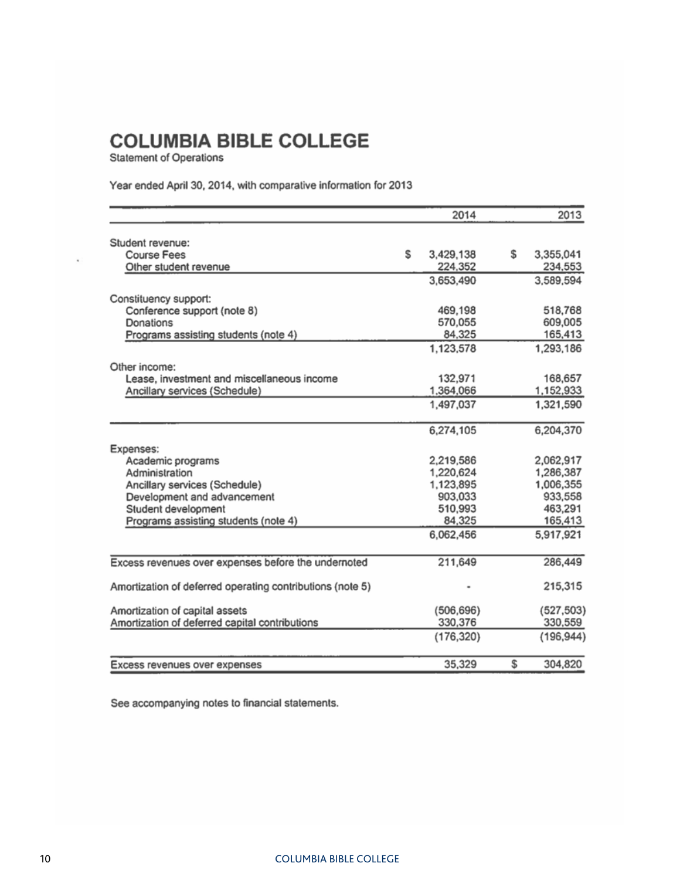# COLUMBIA BIBLE COLLEGE

Statement of Operations

Year ended April 30, 2014, with comparative information for 2013

| | 2014 | 2013 |
|---|---|---|
| Student revenue: | | |
| Course Fees | $ 3,429,138 | $ 3,355,041 |
| Other student revenue | 224,352 | 234,553 |
| | 3,653,490 | 3,589,594 |
| Constituency support: | | |
| Conference support (note 8) | 469,198 | 518,768 |
| Donations | 570,055 | 609,005 |
| Programs assisting students (note 4) | 84,325 | 165,413 |
| | 1,123,578 | 1,293,186 |
| Other income: | | |
| Lease, investment and miscellaneous income | 132,971 | 168,657 |
| Ancillary services (Schedule) | 1,364,066 | 1,152,933 |
| | 1,497,037 | 1,321,590 |
| | 6,274,105 | 6,204,370 |
| Expenses: | | |
| Academic programs | 2,219,586 | 2,062,917 |
| Administration | 1,220,624 | 1,286,387 |
| Ancillary services (Schedule) | 1,123,895 | 1,006,355 |
| Development and advancement | 903,033 | 933,558 |
| Student development | 510,993 | 463,291 |
| Programs assisting students (note 4) | 84,325 | 165,413 |
| | 6,062,456 | 5,917,921 |
| Excess revenues over expenses before the undernoted | 211,649 | 286,449 |
| Amortization of deferred operating contributions (note 5) | - | 215,315 |
| Amortization of capital assets | (506,696) | (527,503) |
| Amortization of deferred capital contributions | 330,376 | 330,559 |
| | (176,320) | (196,944) |
| Excess revenues over expenses | 35,329 | $ 304,820 |

See accompanying notes to financial statements.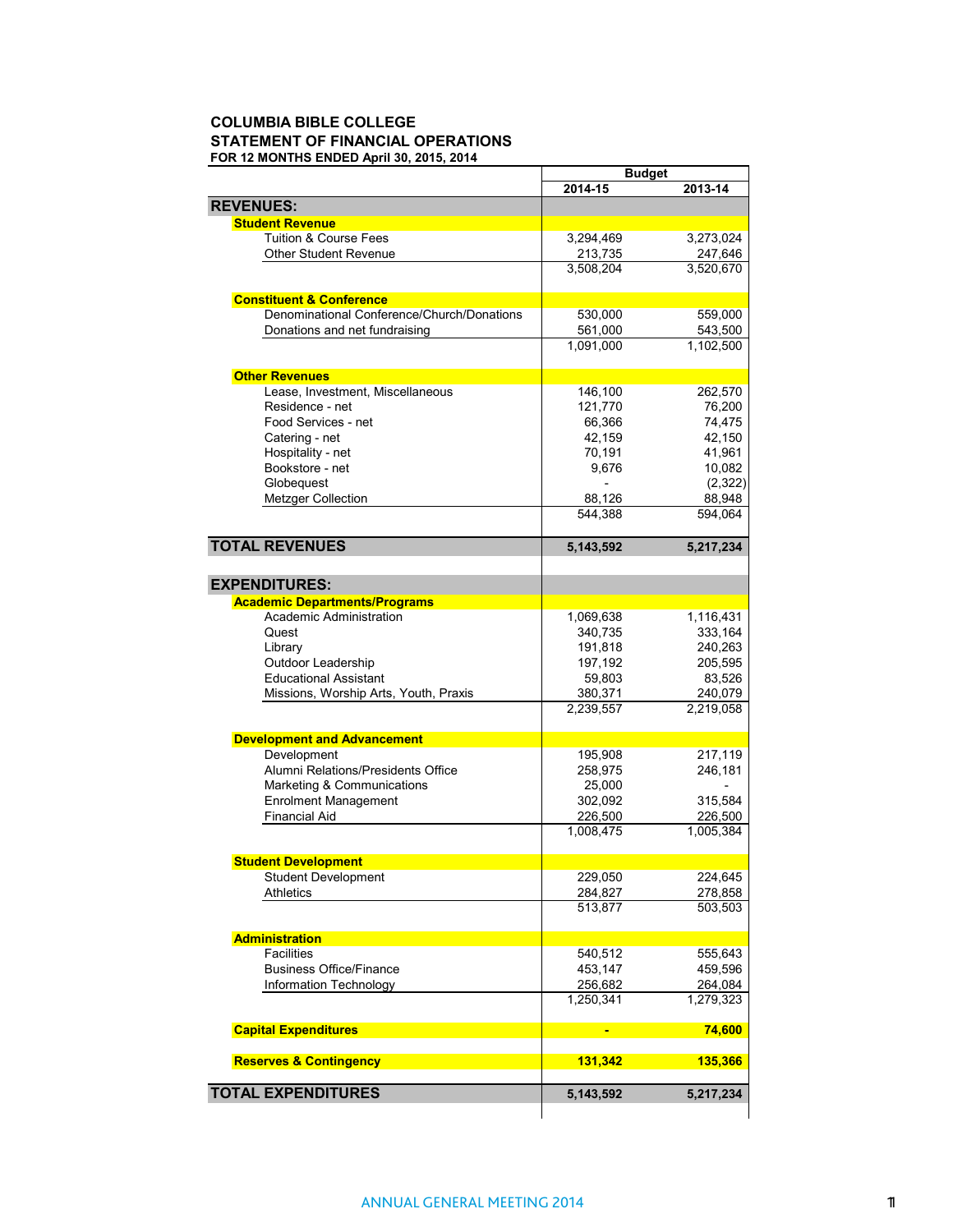## COLUMBIA BIBLE COLLEGE
## STATEMENT OF FINANCIAL OPERATIONS
**FOR 12 MONTHS ENDED April 30, 2015, 2014**

| | Budget | |
|---|---|---|
| | **2014-15** | **2013-14** |
| **REVENUES:** | | |
| **Student Revenue** | | |
| Tuition & Course Fees | 3,294,469 | 3,273,024 |
| Other Student Revenue | 213,735 | 247,646 |
| | 3,508,204 | 3,520,670 |
| **Constituent & Conference** | | |
| Denominational Conference/Church/Donations | 530,000 | 559,000 |
| Donations and net fundraising | 561,000 | 543,500 |
| | 1,091,000 | 1,102,500 |
| **Other Revenues** | | |
| Lease, Investment, Miscellaneous | 146,100 | 262,570 |
| Residence - net | 121,770 | 76,200 |
| Food Services - net | 66,366 | 74,475 |
| Catering - net | 42,159 | 42,150 |
| Hospitality - net | 70,191 | 41,961 |
| Bookstore - net | 9,676 | 10,082 |
| Globequest | - | (2,322) |
| Metzger Collection | 88,126 | 88,948 |
| | 544,388 | 594,064 |
| **TOTAL REVENUES** | **5,143,592** | **5,217,234** |
| **EXPENDITURES:** | | |
| **Academic Departments/Programs** | | |
| Academic Administration | 1,069,638 | 1,116,431 |
| Quest | 340,735 | 333,164 |
| Library | 191,818 | 240,263 |
| Outdoor Leadership | 197,192 | 205,595 |
| Educational Assistant | 59,803 | 83,526 |
| Missions, Worship Arts, Youth, Praxis | 380,371 | 240,079 |
| | 2,239,557 | 2,219,058 |
| **Development and Advancement** | | |
| Development | 195,908 | 217,119 |
| Alumni Relations/Presidents Office | 258,975 | 246,181 |
| Marketing & Communications | 25,000 | - |
| Enrolment Management | 302,092 | 315,584 |
| Financial Aid | 226,500 | 226,500 |
| | 1,008,475 | 1,005,384 |
| **Student Development** | | |
| Student Development | 229,050 | 224,645 |
| Athletics | 284,827 | 278,858 |
| | 513,877 | 503,503 |
| **Administration** | | |
| Facilities | 540,512 | 555,643 |
| Business Office/Finance | 453,147 | 459,596 |
| Information Technology | 256,682 | 264,084 |
| | 1,250,341 | 1,279,323 |
| **Capital Expenditures** | **-** | **74,600** |
| **Reserves & Contingency** | **131,342** | **135,366** |
| **TOTAL EXPENDITURES** | **5,143,592** | **5,217,234** |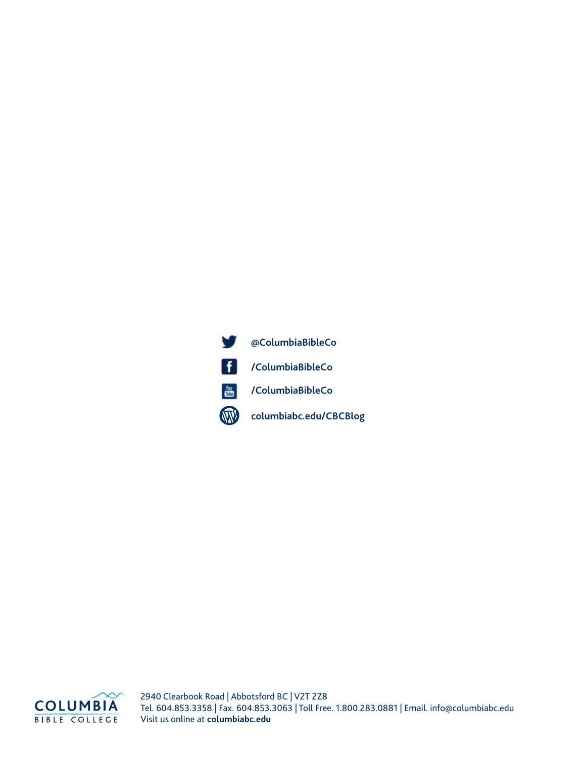@ColumbiaBibleCo

/ColumbiaBibleCo

/ColumbiaBibleCo

columbiabc.edu/CBCBlog

COLUMBIA
BIBLE COLLEGE

2940 Clearbook Road | Abbotsford BC | V2T 2Z8
Tel. 604.853.3358 | Fax. 604.853.3063 | Toll Free. 1.800.283.0881 | Email. info@columbiabc.edu
Visit us online at **columbiabc.edu**